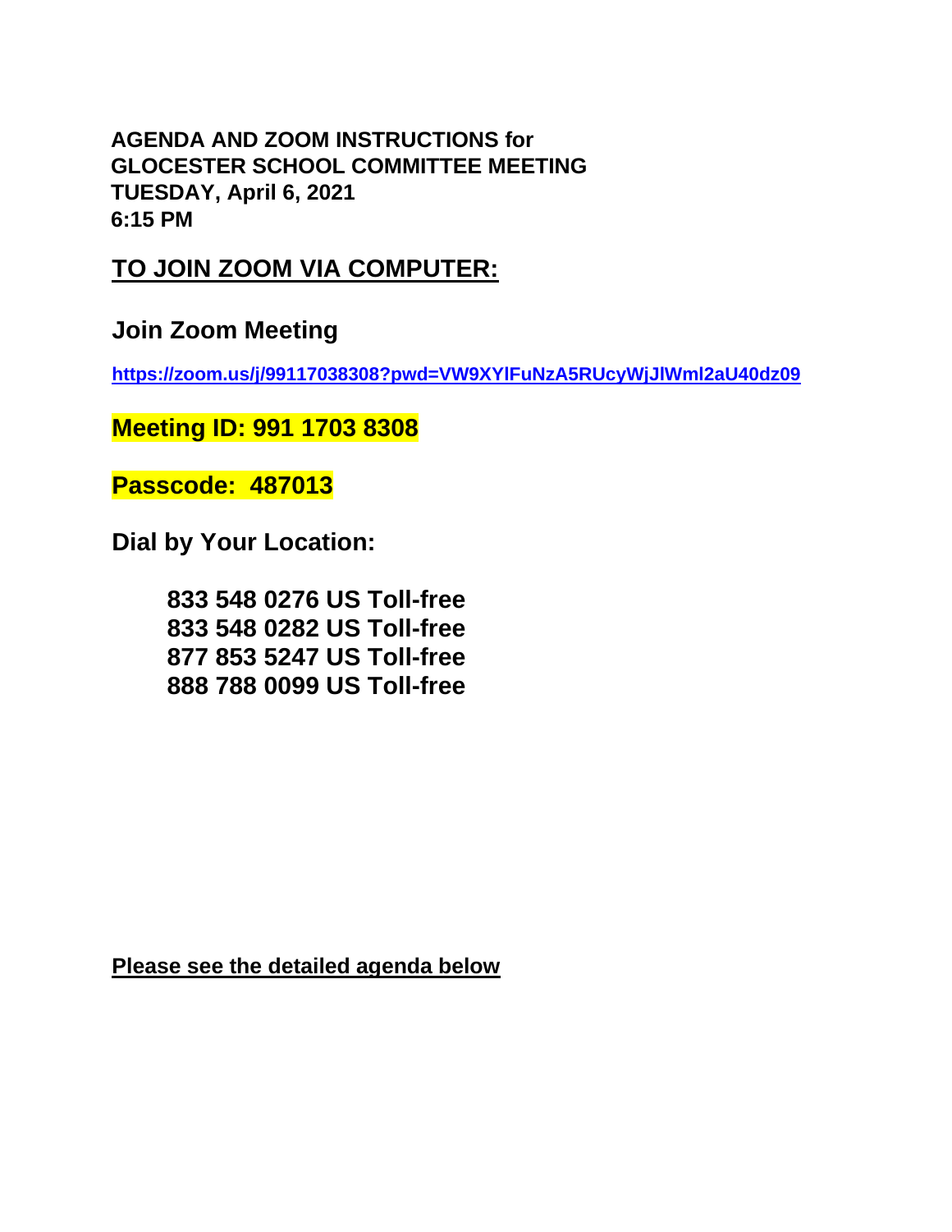**AGENDA AND ZOOM INSTRUCTIONS for**
**GLOCESTER SCHOOL COMMITTEE MEETING**
**TUESDAY, April 6, 2021**
**6:15 PM**

## TO JOIN ZOOM VIA COMPUTER:

### Join Zoom Meeting

**https://zoom.us/j/99117038308?pwd=VW9XYlFuNzA5RUcyWjJlWml2aU40dz09**

**Meeting ID: 991 1703 8308**

**Passcode: 487013**

**Dial by Your Location:**

**833 548 0276 US Toll-free**
**833 548 0282 US Toll-free**
**877 853 5247 US Toll-free**
**888 788 0099 US Toll-free**

**Please see the detailed agenda below**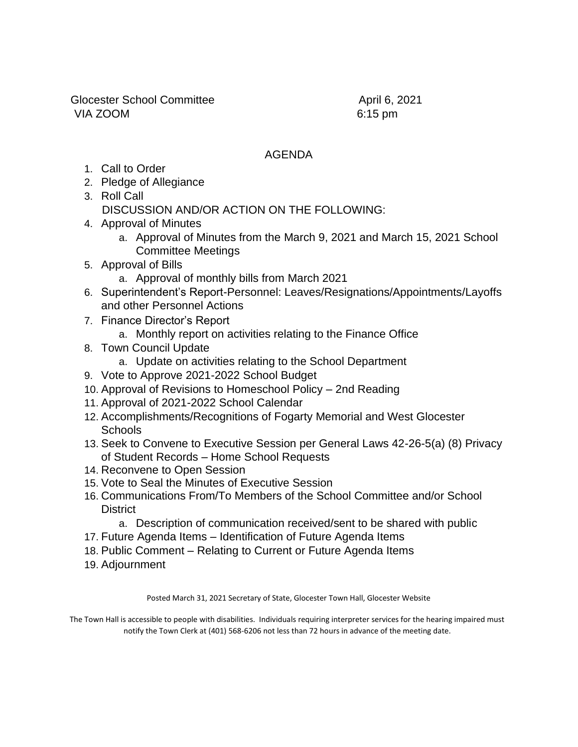Glocester School Committee April 6, 2021
VIA ZOOM 6:15 pm

AGENDA

1. Call to Order
2. Pledge of Allegiance
3. Roll Call

   DISCUSSION AND/OR ACTION ON THE FOLLOWING:

4. Approval of Minutes
   a. Approval of Minutes from the March 9, 2021 and March 15, 2021 School Committee Meetings
5. Approval of Bills
   a. Approval of monthly bills from March 2021
6. Superintendent's Report-Personnel: Leaves/Resignations/Appointments/Layoffs and other Personnel Actions
7. Finance Director's Report
   a. Monthly report on activities relating to the Finance Office
8. Town Council Update
   a. Update on activities relating to the School Department
9. Vote to Approve 2021-2022 School Budget
10. Approval of Revisions to Homeschool Policy – 2nd Reading
11. Approval of 2021-2022 School Calendar
12. Accomplishments/Recognitions of Fogarty Memorial and West Glocester Schools
13. Seek to Convene to Executive Session per General Laws 42-26-5(a) (8) Privacy of Student Records – Home School Requests
14. Reconvene to Open Session
15. Vote to Seal the Minutes of Executive Session
16. Communications From/To Members of the School Committee and/or School District
    a. Description of communication received/sent to be shared with public
17. Future Agenda Items – Identification of Future Agenda Items
18. Public Comment – Relating to Current or Future Agenda Items
19. Adjournment

Posted March 31, 2021 Secretary of State, Glocester Town Hall, Glocester Website

The Town Hall is accessible to people with disabilities. Individuals requiring interpreter services for the hearing impaired must notify the Town Clerk at (401) 568-6206 not less than 72 hours in advance of the meeting date.